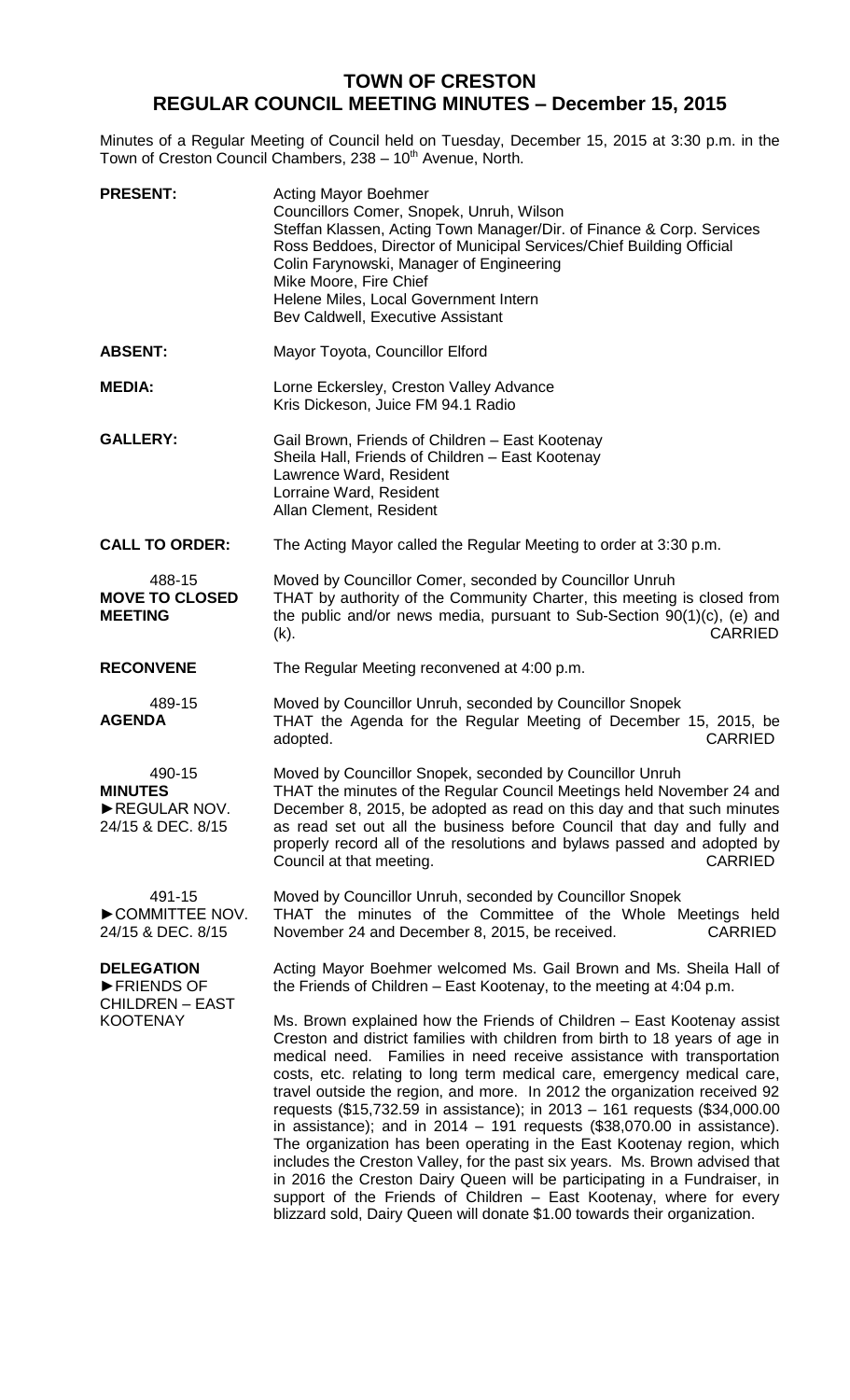# TOWN OF CRESTON
## REGULAR COUNCIL MEETING MINUTES – December 15, 2015

Minutes of a Regular Meeting of Council held on Tuesday, December 15, 2015 at 3:30 p.m. in the Town of Creston Council Chambers, 238 – 10th Avenue, North.

**PRESENT:**
Acting Mayor Boehmer
Councillors Comer, Snopek, Unruh, Wilson
Steffan Klassen, Acting Town Manager/Dir. of Finance & Corp. Services
Ross Beddoes, Director of Municipal Services/Chief Building Official
Colin Farynowski, Manager of Engineering
Mike Moore, Fire Chief
Helene Miles, Local Government Intern
Bev Caldwell, Executive Assistant

**ABSENT:**
Mayor Toyota, Councillor Elford

**MEDIA:**
Lorne Eckersley, Creston Valley Advance
Kris Dickeson, Juice FM 94.1 Radio

**GALLERY:**
Gail Brown, Friends of Children – East Kootenay
Sheila Hall, Friends of Children – East Kootenay
Lawrence Ward, Resident
Lorraine Ward, Resident
Allan Clement, Resident

**CALL TO ORDER:**
The Acting Mayor called the Regular Meeting to order at 3:30 p.m.

488-15
**MOVE TO CLOSED MEETING**

Moved by Councillor Comer, seconded by Councillor Unruh
THAT by authority of the Community Charter, this meeting is closed from the public and/or news media, pursuant to Sub-Section 90(1)(c), (e) and (k). CARRIED

**RECONVENE**
The Regular Meeting reconvened at 4:00 p.m.

489-15
**AGENDA**

Moved by Councillor Unruh, seconded by Councillor Snopek
THAT the Agenda for the Regular Meeting of December 15, 2015, be adopted. CARRIED

490-15
**MINUTES**
►REGULAR NOV. 24/15 & DEC. 8/15

Moved by Councillor Snopek, seconded by Councillor Unruh
THAT the minutes of the Regular Council Meetings held November 24 and December 8, 2015, be adopted as read on this day and that such minutes as read set out all the business before Council that day and fully and properly record all of the resolutions and bylaws passed and adopted by Council at that meeting. CARRIED

491-15
►COMMITTEE NOV. 24/15 & DEC. 8/15

Moved by Councillor Unruh, seconded by Councillor Snopek
THAT the minutes of the Committee of the Whole Meetings held November 24 and December 8, 2015, be received. CARRIED

**DELEGATION**
►FRIENDS OF CHILDREN – EAST KOOTENAY

Acting Mayor Boehmer welcomed Ms. Gail Brown and Ms. Sheila Hall of the Friends of Children – East Kootenay, to the meeting at 4:04 p.m.

Ms. Brown explained how the Friends of Children – East Kootenay assist Creston and district families with children from birth to 18 years of age in medical need. Families in need receive assistance with transportation costs, etc. relating to long term medical care, emergency medical care, travel outside the region, and more. In 2012 the organization received 92 requests ($15,732.59 in assistance); in 2013 – 161 requests ($34,000.00 in assistance); and in 2014 – 191 requests ($38,070.00 in assistance). The organization has been operating in the East Kootenay region, which includes the Creston Valley, for the past six years. Ms. Brown advised that in 2016 the Creston Dairy Queen will be participating in a Fundraiser, in support of the Friends of Children – East Kootenay, where for every blizzard sold, Dairy Queen will donate $1.00 towards their organization.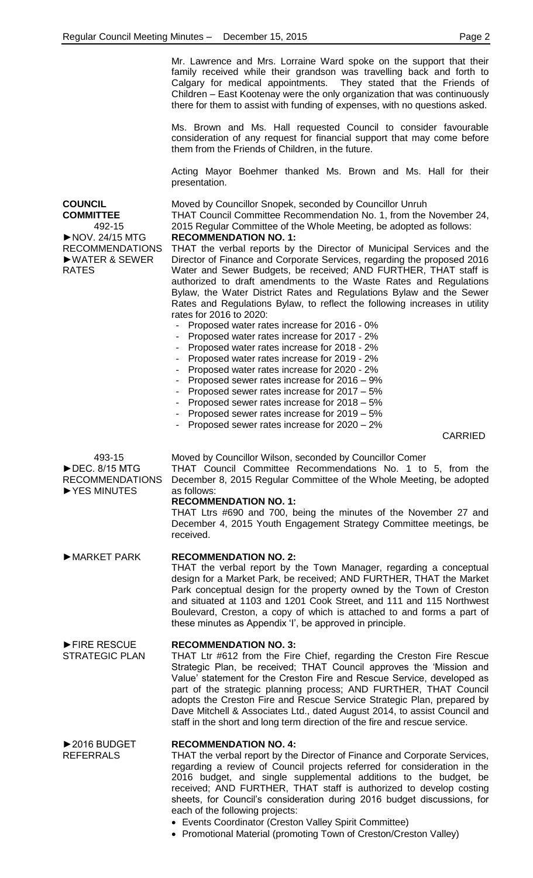Mr. Lawrence and Mrs. Lorraine Ward spoke on the support that their family received while their grandson was travelling back and forth to Calgary for medical appointments. They stated that the Friends of Children – East Kootenay were the only organization that was continuously there for them to assist with funding of expenses, with no questions asked.

Ms. Brown and Ms. Hall requested Council to consider favourable consideration of any request for financial support that may come before them from the Friends of Children, in the future.

Acting Mayor Boehmer thanked Ms. Brown and Ms. Hall for their presentation.

**COUNCIL COMMITTEE**
492-15
►NOV. 24/15 MTG RECOMMENDATIONS
►WATER & SEWER RATES

Moved by Councillor Snopek, seconded by Councillor Unruh
THAT Council Committee Recommendation No. 1, from the November 24, 2015 Regular Committee of the Whole Meeting, be adopted as follows:

**RECOMMENDATION NO. 1:**
THAT the verbal reports by the Director of Municipal Services and the Director of Finance and Corporate Services, regarding the proposed 2016 Water and Sewer Budgets, be received; AND FURTHER, THAT staff is authorized to draft amendments to the Waste Rates and Regulations Bylaw, the Water District Rates and Regulations Bylaw and the Sewer Rates and Regulations Bylaw, to reflect the following increases in utility rates for 2016 to 2020:

- Proposed water rates increase for 2016 - 0%
- Proposed water rates increase for 2017 - 2%
- Proposed water rates increase for 2018 - 2%
- Proposed water rates increase for 2019 - 2%
- Proposed water rates increase for 2020 - 2%
- Proposed sewer rates increase for 2016 – 9%
- Proposed sewer rates increase for 2017 – 5%
- Proposed sewer rates increase for 2018 – 5%
- Proposed sewer rates increase for 2019 – 5%
- Proposed sewer rates increase for 2020 – 2%

CARRIED

493-15
►DEC. 8/15 MTG RECOMMENDATIONS
►YES MINUTES

Moved by Councillor Wilson, seconded by Councillor Comer
THAT Council Committee Recommendations No. 1 to 5, from the December 8, 2015 Regular Committee of the Whole Meeting, be adopted as follows:

**RECOMMENDATION NO. 1:**
THAT Ltrs #690 and 700, being the minutes of the November 27 and December 4, 2015 Youth Engagement Strategy Committee meetings, be received.

►MARKET PARK

**RECOMMENDATION NO. 2:**
THAT the verbal report by the Town Manager, regarding a conceptual design for a Market Park, be received; AND FURTHER, THAT the Market Park conceptual design for the property owned by the Town of Creston and situated at 1103 and 1201 Cook Street, and 111 and 115 Northwest Boulevard, Creston, a copy of which is attached to and forms a part of these minutes as Appendix 'I', be approved in principle.

►FIRE RESCUE STRATEGIC PLAN

**RECOMMENDATION NO. 3:**
THAT Ltr #612 from the Fire Chief, regarding the Creston Fire Rescue Strategic Plan, be received; THAT Council approves the 'Mission and Value' statement for the Creston Fire and Rescue Service, developed as part of the strategic planning process; AND FURTHER, THAT Council adopts the Creston Fire and Rescue Service Strategic Plan, prepared by Dave Mitchell & Associates Ltd., dated August 2014, to assist Council and staff in the short and long term direction of the fire and rescue service.

►2016 BUDGET REFERRALS

**RECOMMENDATION NO. 4:**
THAT the verbal report by the Director of Finance and Corporate Services, regarding a review of Council projects referred for consideration in the 2016 budget, and single supplemental additions to the budget, be received; AND FURTHER, THAT staff is authorized to develop costing sheets, for Council's consideration during 2016 budget discussions, for each of the following projects:

- Events Coordinator (Creston Valley Spirit Committee)
- Promotional Material (promoting Town of Creston/Creston Valley)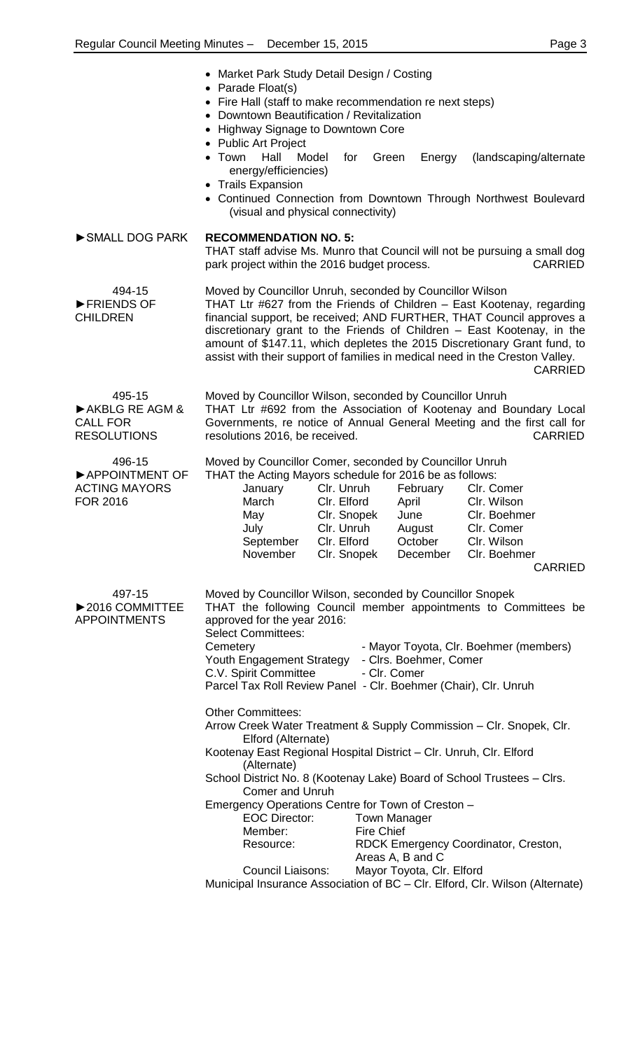- Market Park Study Detail Design / Costing
- Parade Float(s)
- Fire Hall (staff to make recommendation re next steps)
- Downtown Beautification / Revitalization
- Highway Signage to Downtown Core
- Public Art Project
- Town Hall Model for Green Energy (landscaping/alternate energy/efficiencies)
- Trails Expansion
- Continued Connection from Downtown Through Northwest Boulevard (visual and physical connectivity)

►SMALL DOG PARK

**RECOMMENDATION NO. 5:**
THAT staff advise Ms. Munro that Council will not be pursuing a small dog park project within the 2016 budget process. CARRIED

494-15
►FRIENDS OF CHILDREN

Moved by Councillor Unruh, seconded by Councillor Wilson
THAT Ltr #627 from the Friends of Children – East Kootenay, regarding financial support, be received; AND FURTHER, THAT Council approves a discretionary grant to the Friends of Children – East Kootenay, in the amount of $147.11, which depletes the 2015 Discretionary Grant fund, to assist with their support of families in medical need in the Creston Valley. CARRIED

495-15
►AKBLG RE AGM & CALL FOR RESOLUTIONS

Moved by Councillor Wilson, seconded by Councillor Unruh
THAT Ltr #692 from the Association of Kootenay and Boundary Local Governments, re notice of Annual General Meeting and the first call for resolutions 2016, be received. CARRIED

496-15
►APPOINTMENT OF ACTING MAYORS FOR 2016

Moved by Councillor Comer, seconded by Councillor Unruh
THAT the Acting Mayors schedule for 2016 be as follows:

| | | | |
|---|---|---|---|
| January | Clr. Unruh | February | Clr. Comer |
| March | Clr. Elford | April | Clr. Wilson |
| May | Clr. Snopek | June | Clr. Boehmer |
| July | Clr. Unruh | August | Clr. Comer |
| September | Clr. Elford | October | Clr. Wilson |
| November | Clr. Snopek | December | Clr. Boehmer |

CARRIED

497-15
►2016 COMMITTEE APPOINTMENTS

Moved by Councillor Wilson, seconded by Councillor Snopek
THAT the following Council member appointments to Committees be approved for the year 2016:

Select Committees:
Cemetery - Mayor Toyota, Clr. Boehmer (members)
Youth Engagement Strategy - Clrs. Boehmer, Comer
C.V. Spirit Committee - Clr. Comer
Parcel Tax Roll Review Panel - Clr. Boehmer (Chair), Clr. Unruh

Other Committees:
Arrow Creek Water Treatment & Supply Commission – Clr. Snopek, Clr. Elford (Alternate)
Kootenay East Regional Hospital District – Clr. Unruh, Clr. Elford (Alternate)
School District No. 8 (Kootenay Lake) Board of School Trustees – Clrs. Comer and Unruh
Emergency Operations Centre for Town of Creston –
EOC Director: Town Manager
Member: Fire Chief
Resource: RDCK Emergency Coordinator, Creston, Areas A, B and C
Council Liaisons: Mayor Toyota, Clr. Elford
Municipal Insurance Association of BC – Clr. Elford, Clr. Wilson (Alternate)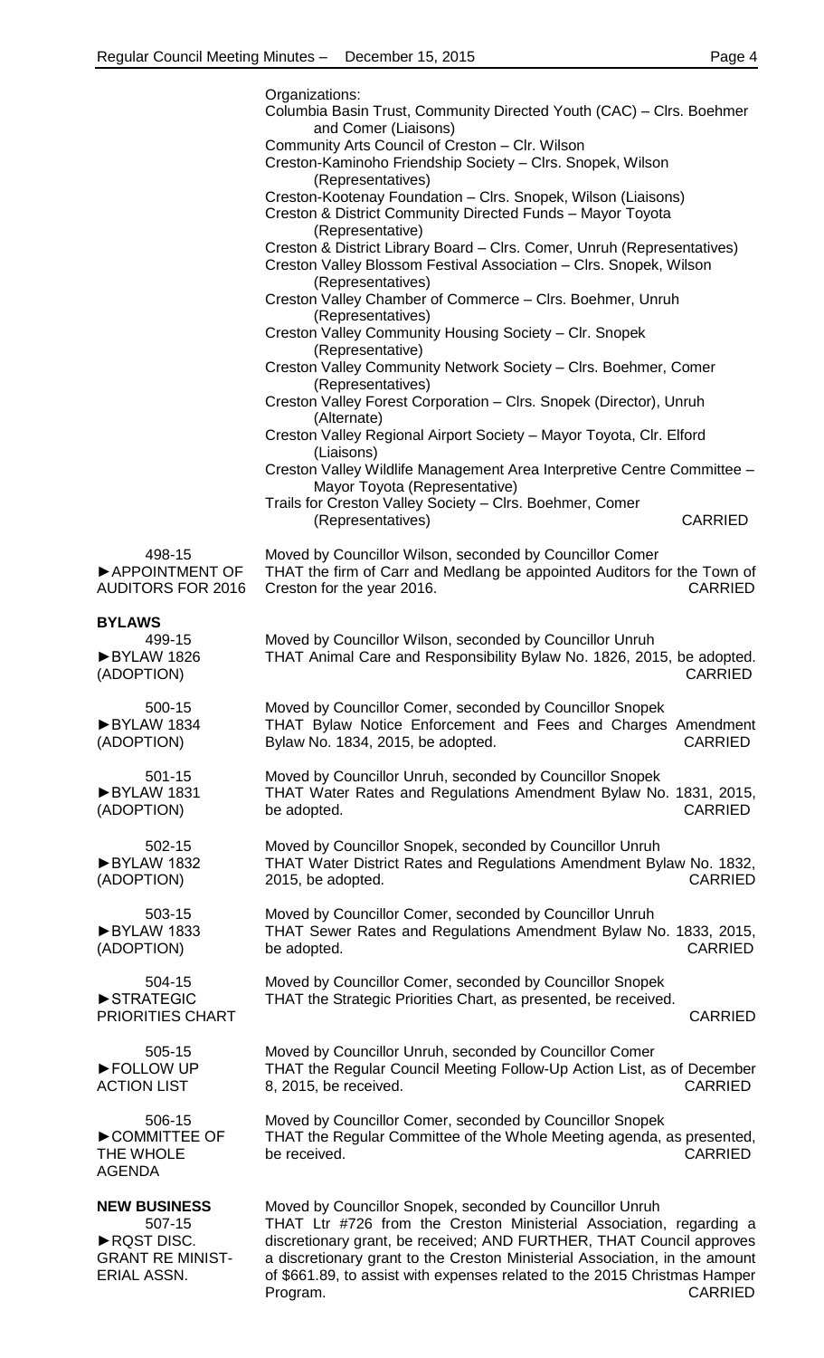Organizations:

Columbia Basin Trust, Community Directed Youth (CAC) – Clrs. Boehmer and Comer (Liaisons)
Community Arts Council of Creston – Clr. Wilson
Creston-Kaminoho Friendship Society – Clrs. Snopek, Wilson (Representatives)
Creston-Kootenay Foundation – Clrs. Snopek, Wilson (Liaisons)
Creston & District Community Directed Funds – Mayor Toyota (Representative)
Creston & District Library Board – Clrs. Comer, Unruh (Representatives)
Creston Valley Blossom Festival Association – Clrs. Snopek, Wilson (Representatives)
Creston Valley Chamber of Commerce – Clrs. Boehmer, Unruh (Representatives)
Creston Valley Community Housing Society – Clr. Snopek (Representative)
Creston Valley Community Network Society – Clrs. Boehmer, Comer (Representatives)
Creston Valley Forest Corporation – Clrs. Snopek (Director), Unruh (Alternate)
Creston Valley Regional Airport Society – Mayor Toyota, Clr. Elford (Liaisons)
Creston Valley Wildlife Management Area Interpretive Centre Committee – Mayor Toyota (Representative)
Trails for Creston Valley Society – Clrs. Boehmer, Comer (Representatives) CARRIED

498-15
►APPOINTMENT OF AUDITORS FOR 2016

Moved by Councillor Wilson, seconded by Councillor Comer
THAT the firm of Carr and Medlang be appointed Auditors for the Town of Creston for the year 2016. CARRIED

**BYLAWS**

499-15
►BYLAW 1826 (ADOPTION)

Moved by Councillor Wilson, seconded by Councillor Unruh
THAT Animal Care and Responsibility Bylaw No. 1826, 2015, be adopted. CARRIED

500-15
►BYLAW 1834 (ADOPTION)

Moved by Councillor Comer, seconded by Councillor Snopek
THAT Bylaw Notice Enforcement and Fees and Charges Amendment Bylaw No. 1834, 2015, be adopted. CARRIED

501-15
►BYLAW 1831 (ADOPTION)

Moved by Councillor Unruh, seconded by Councillor Snopek
THAT Water Rates and Regulations Amendment Bylaw No. 1831, 2015, be adopted. CARRIED

502-15
►BYLAW 1832 (ADOPTION)

Moved by Councillor Snopek, seconded by Councillor Unruh
THAT Water District Rates and Regulations Amendment Bylaw No. 1832, 2015, be adopted. CARRIED

503-15
►BYLAW 1833 (ADOPTION)

Moved by Councillor Comer, seconded by Councillor Unruh
THAT Sewer Rates and Regulations Amendment Bylaw No. 1833, 2015, be adopted. CARRIED

504-15
►STRATEGIC PRIORITIES CHART

Moved by Councillor Comer, seconded by Councillor Snopek
THAT the Strategic Priorities Chart, as presented, be received. CARRIED

505-15
►FOLLOW UP ACTION LIST

Moved by Councillor Unruh, seconded by Councillor Comer
THAT the Regular Council Meeting Follow-Up Action List, as of December 8, 2015, be received. CARRIED

506-15
►COMMITTEE OF THE WHOLE AGENDA

Moved by Councillor Comer, seconded by Councillor Snopek
THAT the Regular Committee of the Whole Meeting agenda, as presented, be received. CARRIED

**NEW BUSINESS**

507-15
►RQST DISC. GRANT RE MINIST-ERIAL ASSN.

Moved by Councillor Snopek, seconded by Councillor Unruh
THAT Ltr #726 from the Creston Ministerial Association, regarding a discretionary grant, be received; AND FURTHER, THAT Council approves a discretionary grant to the Creston Ministerial Association, in the amount of $661.89, to assist with expenses related to the 2015 Christmas Hamper Program. CARRIED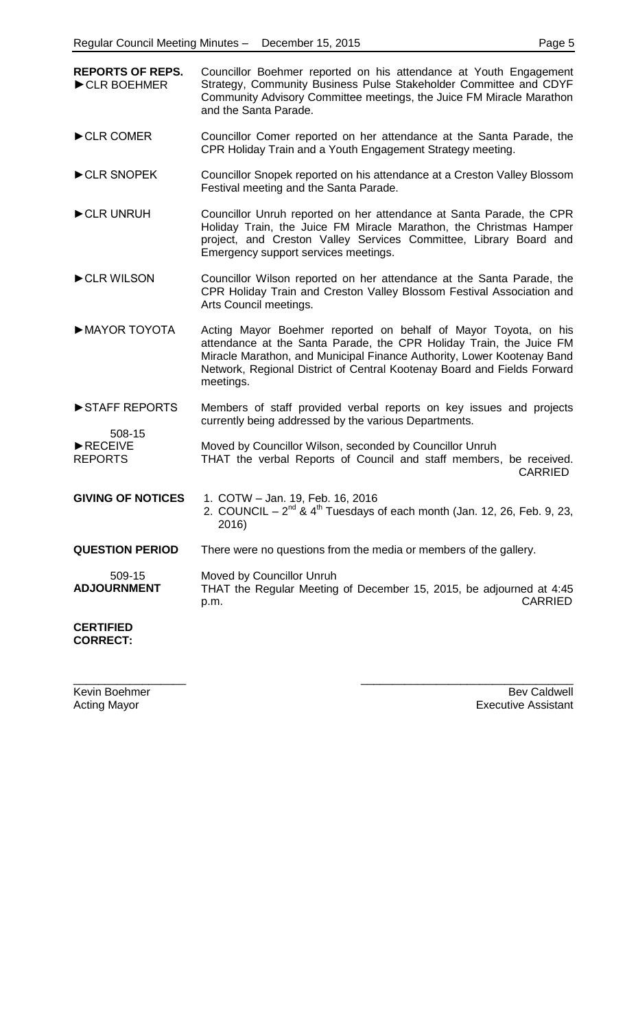**REPORTS OF REPS.**

►CLR BOEHMER — Councillor Boehmer reported on his attendance at Youth Engagement Strategy, Community Business Pulse Stakeholder Committee and CDYF Community Advisory Committee meetings, the Juice FM Miracle Marathon and the Santa Parade.

►CLR COMER — Councillor Comer reported on her attendance at the Santa Parade, the CPR Holiday Train and a Youth Engagement Strategy meeting.

►CLR SNOPEK — Councillor Snopek reported on his attendance at a Creston Valley Blossom Festival meeting and the Santa Parade.

►CLR UNRUH — Councillor Unruh reported on her attendance at Santa Parade, the CPR Holiday Train, the Juice FM Miracle Marathon, the Christmas Hamper project, and Creston Valley Services Committee, Library Board and Emergency support services meetings.

►CLR WILSON — Councillor Wilson reported on her attendance at the Santa Parade, the CPR Holiday Train and Creston Valley Blossom Festival Association and Arts Council meetings.

►MAYOR TOYOTA — Acting Mayor Boehmer reported on behalf of Mayor Toyota, on his attendance at the Santa Parade, the CPR Holiday Train, the Juice FM Miracle Marathon, and Municipal Finance Authority, Lower Kootenay Band Network, Regional District of Central Kootenay Board and Fields Forward meetings.

►STAFF REPORTS — Members of staff provided verbal reports on key issues and projects currently being addressed by the various Departments.

508-15
►RECEIVE REPORTS — Moved by Councillor Wilson, seconded by Councillor Unruh
THAT the verbal Reports of Council and staff members, be received.
CARRIED

**GIVING OF NOTICES**

1. COTW – Jan. 19, Feb. 16, 2016
2. COUNCIL – 2nd & 4th Tuesdays of each month (Jan. 12, 26, Feb. 9, 23, 2016)

**QUESTION PERIOD** — There were no questions from the media or members of the gallery.

509-15
**ADJOURNMENT** — Moved by Councillor Unruh
THAT the Regular Meeting of December 15, 2015, be adjourned at 4:45 p.m.
CARRIED

**CERTIFIED CORRECT:**

\_\_\_\_\_\_\_\_\_\_\_\_\_\_\_\_\_\_
Kevin Boehmer
Acting Mayor

\_\_\_\_\_\_\_\_\_\_\_\_\_\_\_\_\_\_
Bev Caldwell
Executive Assistant